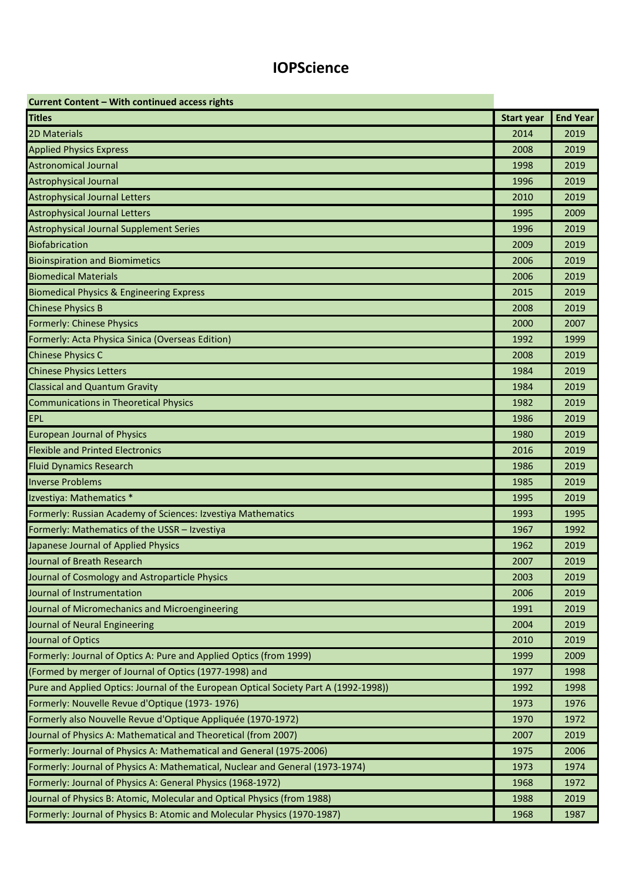# IOPScience

| Current Content – With continued access rights | | |
|---|---|---|
| **Titles** | **Start year** | **End Year** |
| 2D Materials | 2014 | 2019 |
| Applied Physics Express | 2008 | 2019 |
| Astronomical Journal | 1998 | 2019 |
| Astrophysical Journal | 1996 | 2019 |
| Astrophysical Journal Letters | 2010 | 2019 |
| Astrophysical Journal Letters | 1995 | 2009 |
| Astrophysical Journal Supplement Series | 1996 | 2019 |
| Biofabrication | 2009 | 2019 |
| Bioinspiration and Biomimetics | 2006 | 2019 |
| Biomedical Materials | 2006 | 2019 |
| Biomedical Physics & Engineering Express | 2015 | 2019 |
| Chinese Physics B | 2008 | 2019 |
| Formerly: Chinese Physics | 2000 | 2007 |
| Formerly: Acta Physica Sinica (Overseas Edition) | 1992 | 1999 |
| Chinese Physics C | 2008 | 2019 |
| Chinese Physics Letters | 1984 | 2019 |
| Classical and Quantum Gravity | 1984 | 2019 |
| Communications in Theoretical Physics | 1982 | 2019 |
| EPL | 1986 | 2019 |
| European Journal of Physics | 1980 | 2019 |
| Flexible and Printed Electronics | 2016 | 2019 |
| Fluid Dynamics Research | 1986 | 2019 |
| Inverse Problems | 1985 | 2019 |
| Izvestiya: Mathematics * | 1995 | 2019 |
| Formerly: Russian Academy of Sciences: Izvestiya Mathematics | 1993 | 1995 |
| Formerly: Mathematics of the USSR – Izvestiya | 1967 | 1992 |
| Japanese Journal of Applied Physics | 1962 | 2019 |
| Journal of Breath Research | 2007 | 2019 |
| Journal of Cosmology and Astroparticle Physics | 2003 | 2019 |
| Journal of Instrumentation | 2006 | 2019 |
| Journal of Micromechanics and Microengineering | 1991 | 2019 |
| Journal of Neural Engineering | 2004 | 2019 |
| Journal of Optics | 2010 | 2019 |
| Formerly: Journal of Optics A: Pure and Applied Optics (from 1999) | 1999 | 2009 |
| (Formed by merger of Journal of Optics (1977-1998) and | 1977 | 1998 |
| Pure and Applied Optics: Journal of the European Optical Society Part A (1992-1998)) | 1992 | 1998 |
| Formerly: Nouvelle Revue d'Optique (1973- 1976) | 1973 | 1976 |
| Formerly also Nouvelle Revue d'Optique Appliquée (1970-1972) | 1970 | 1972 |
| Journal of Physics A: Mathematical and Theoretical (from 2007) | 2007 | 2019 |
| Formerly: Journal of Physics A: Mathematical and General (1975-2006) | 1975 | 2006 |
| Formerly: Journal of Physics A: Mathematical, Nuclear and General (1973-1974) | 1973 | 1974 |
| Formerly: Journal of Physics A: General Physics (1968-1972) | 1968 | 1972 |
| Journal of Physics B: Atomic, Molecular and Optical Physics (from 1988) | 1988 | 2019 |
| Formerly: Journal of Physics B: Atomic and Molecular Physics (1970-1987) | 1968 | 1987 |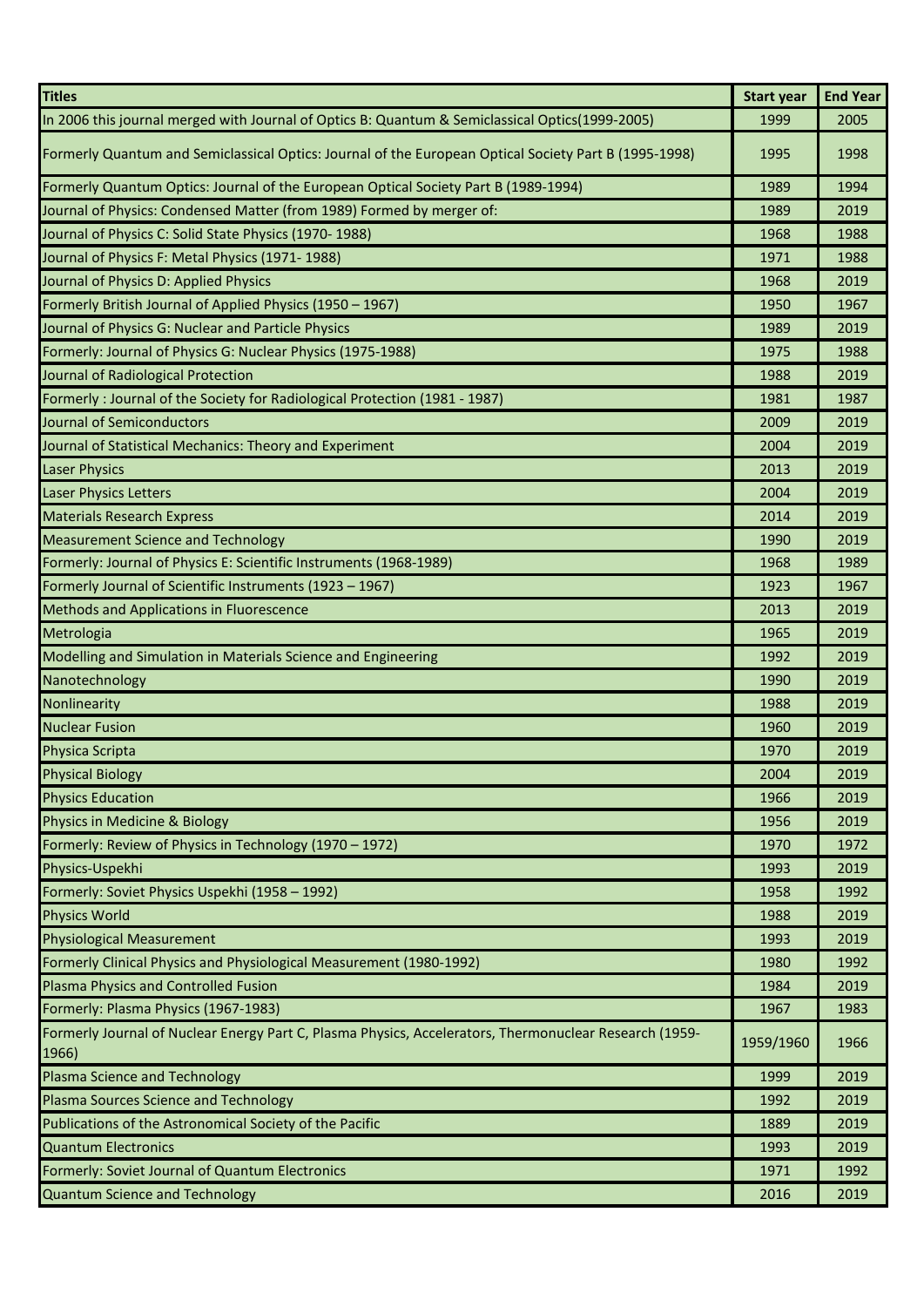| Titles | Start year | End Year |
| --- | --- | --- |
| In 2006 this journal merged with Journal of Optics B: Quantum & Semiclassical Optics(1999-2005) | 1999 | 2005 |
| Formerly Quantum and Semiclassical Optics: Journal of the European Optical Society Part B (1995-1998) | 1995 | 1998 |
| Formerly Quantum Optics: Journal of the European Optical Society Part B (1989-1994) | 1989 | 1994 |
| Journal of Physics: Condensed Matter (from 1989) Formed by merger of: | 1989 | 2019 |
| Journal of Physics C: Solid State Physics (1970- 1988) | 1968 | 1988 |
| Journal of Physics F: Metal Physics (1971- 1988) | 1971 | 1988 |
| Journal of Physics D: Applied Physics | 1968 | 2019 |
| Formerly British Journal of Applied Physics (1950 – 1967) | 1950 | 1967 |
| Journal of Physics G: Nuclear and Particle Physics | 1989 | 2019 |
| Formerly: Journal of Physics G: Nuclear Physics (1975-1988) | 1975 | 1988 |
| Journal of Radiological Protection | 1988 | 2019 |
| Formerly : Journal of the Society for Radiological Protection (1981 - 1987) | 1981 | 1987 |
| Journal of Semiconductors | 2009 | 2019 |
| Journal of Statistical Mechanics: Theory and Experiment | 2004 | 2019 |
| Laser Physics | 2013 | 2019 |
| Laser Physics Letters | 2004 | 2019 |
| Materials Research Express | 2014 | 2019 |
| Measurement Science and Technology | 1990 | 2019 |
| Formerly: Journal of Physics E: Scientific Instruments (1968-1989) | 1968 | 1989 |
| Formerly Journal of Scientific Instruments (1923 – 1967) | 1923 | 1967 |
| Methods and Applications in Fluorescence | 2013 | 2019 |
| Metrologia | 1965 | 2019 |
| Modelling and Simulation in Materials Science and Engineering | 1992 | 2019 |
| Nanotechnology | 1990 | 2019 |
| Nonlinearity | 1988 | 2019 |
| Nuclear Fusion | 1960 | 2019 |
| Physica Scripta | 1970 | 2019 |
| Physical Biology | 2004 | 2019 |
| Physics Education | 1966 | 2019 |
| Physics in Medicine & Biology | 1956 | 2019 |
| Formerly: Review of Physics in Technology (1970 – 1972) | 1970 | 1972 |
| Physics-Uspekhi | 1993 | 2019 |
| Formerly: Soviet Physics Uspekhi (1958 – 1992) | 1958 | 1992 |
| Physics World | 1988 | 2019 |
| Physiological Measurement | 1993 | 2019 |
| Formerly Clinical Physics and Physiological Measurement (1980-1992) | 1980 | 1992 |
| Plasma Physics and Controlled Fusion | 1984 | 2019 |
| Formerly: Plasma Physics (1967-1983) | 1967 | 1983 |
| Formerly Journal of Nuclear Energy Part C, Plasma Physics, Accelerators, Thermonuclear Research (1959-1966) | 1959/1960 | 1966 |
| Plasma Science and Technology | 1999 | 2019 |
| Plasma Sources Science and Technology | 1992 | 2019 |
| Publications of the Astronomical Society of the Pacific | 1889 | 2019 |
| Quantum Electronics | 1993 | 2019 |
| Formerly: Soviet Journal of Quantum Electronics | 1971 | 1992 |
| Quantum Science and Technology | 2016 | 2019 |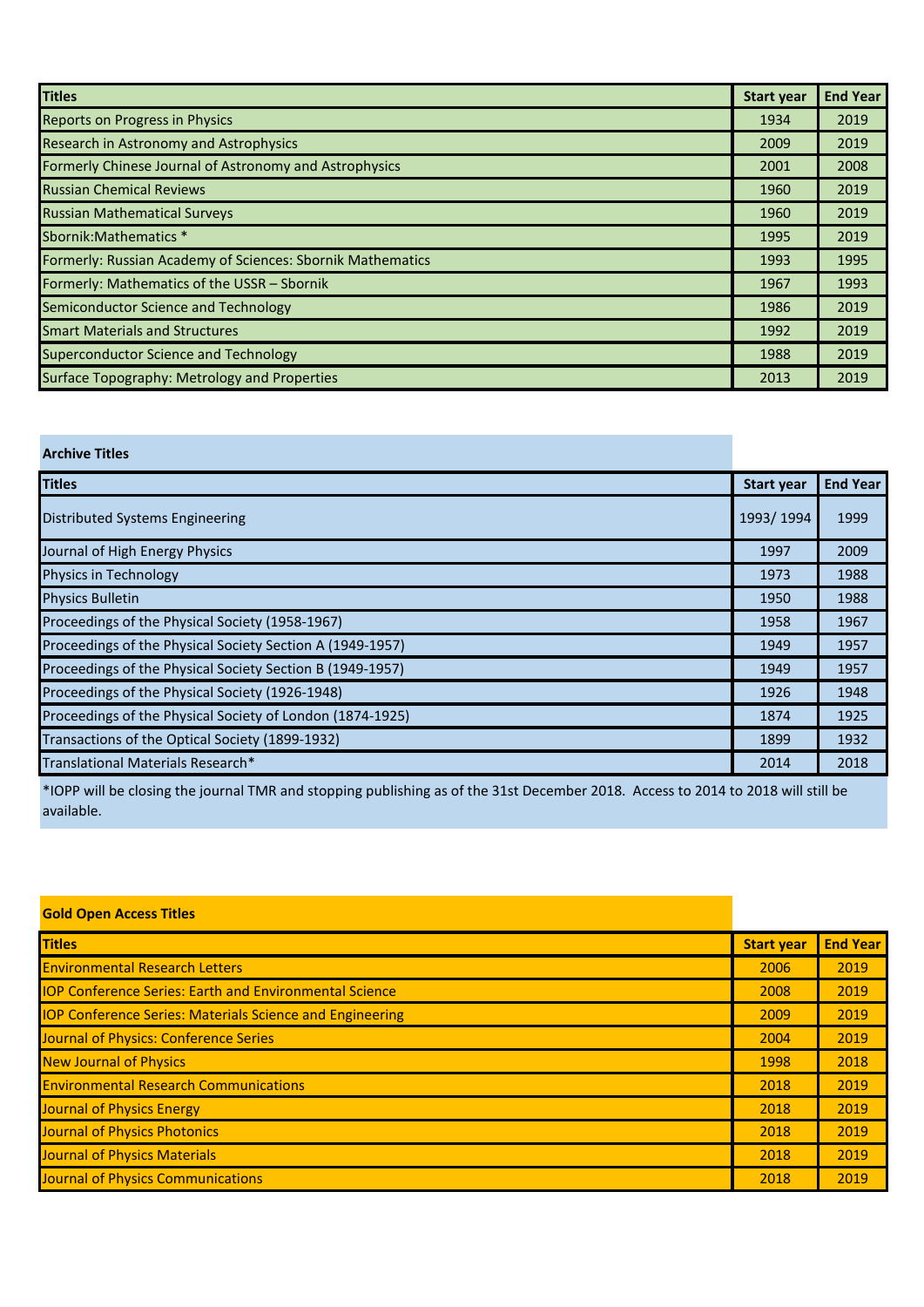| Titles | Start year | End Year |
|---|---|---|
| Reports on Progress in Physics | 1934 | 2019 |
| Research in Astronomy and Astrophysics | 2009 | 2019 |
| Formerly Chinese Journal of Astronomy and Astrophysics | 2001 | 2008 |
| Russian Chemical Reviews | 1960 | 2019 |
| Russian Mathematical Surveys | 1960 | 2019 |
| Sbornik:Mathematics * | 1995 | 2019 |
| Formerly: Russian Academy of Sciences: Sbornik Mathematics | 1993 | 1995 |
| Formerly: Mathematics of the USSR – Sbornik | 1967 | 1993 |
| Semiconductor Science and Technology | 1986 | 2019 |
| Smart Materials and Structures | 1992 | 2019 |
| Superconductor Science and Technology | 1988 | 2019 |
| Surface Topography: Metrology and Properties | 2013 | 2019 |

**Archive Titles**

| Titles | Start year | End Year |
|---|---|---|
| Distributed Systems Engineering | 1993/ 1994 | 1999 |
| Journal of High Energy Physics | 1997 | 2009 |
| Physics in Technology | 1973 | 1988 |
| Physics Bulletin | 1950 | 1988 |
| Proceedings of the Physical Society (1958-1967) | 1958 | 1967 |
| Proceedings of the Physical Society Section A (1949-1957) | 1949 | 1957 |
| Proceedings of the Physical Society Section B (1949-1957) | 1949 | 1957 |
| Proceedings of the Physical Society (1926-1948) | 1926 | 1948 |
| Proceedings of the Physical Society of London (1874-1925) | 1874 | 1925 |
| Transactions of the Optical Society (1899-1932) | 1899 | 1932 |
| Translational Materials Research* | 2014 | 2018 |

*IOPP will be closing the journal TMR and stopping publishing as of the 31st December 2018. Access to 2014 to 2018 will still be available.

**Gold Open Access Titles**

| Titles | Start year | End Year |
|---|---|---|
| Environmental Research Letters | 2006 | 2019 |
| IOP Conference Series: Earth and Environmental Science | 2008 | 2019 |
| IOP Conference Series: Materials Science and Engineering | 2009 | 2019 |
| Journal of Physics: Conference Series | 2004 | 2019 |
| New Journal of Physics | 1998 | 2018 |
| Environmental Research Communications | 2018 | 2019 |
| Journal of Physics Energy | 2018 | 2019 |
| Journal of Physics Photonics | 2018 | 2019 |
| Journal of Physics Materials | 2018 | 2019 |
| Journal of Physics Communications | 2018 | 2019 |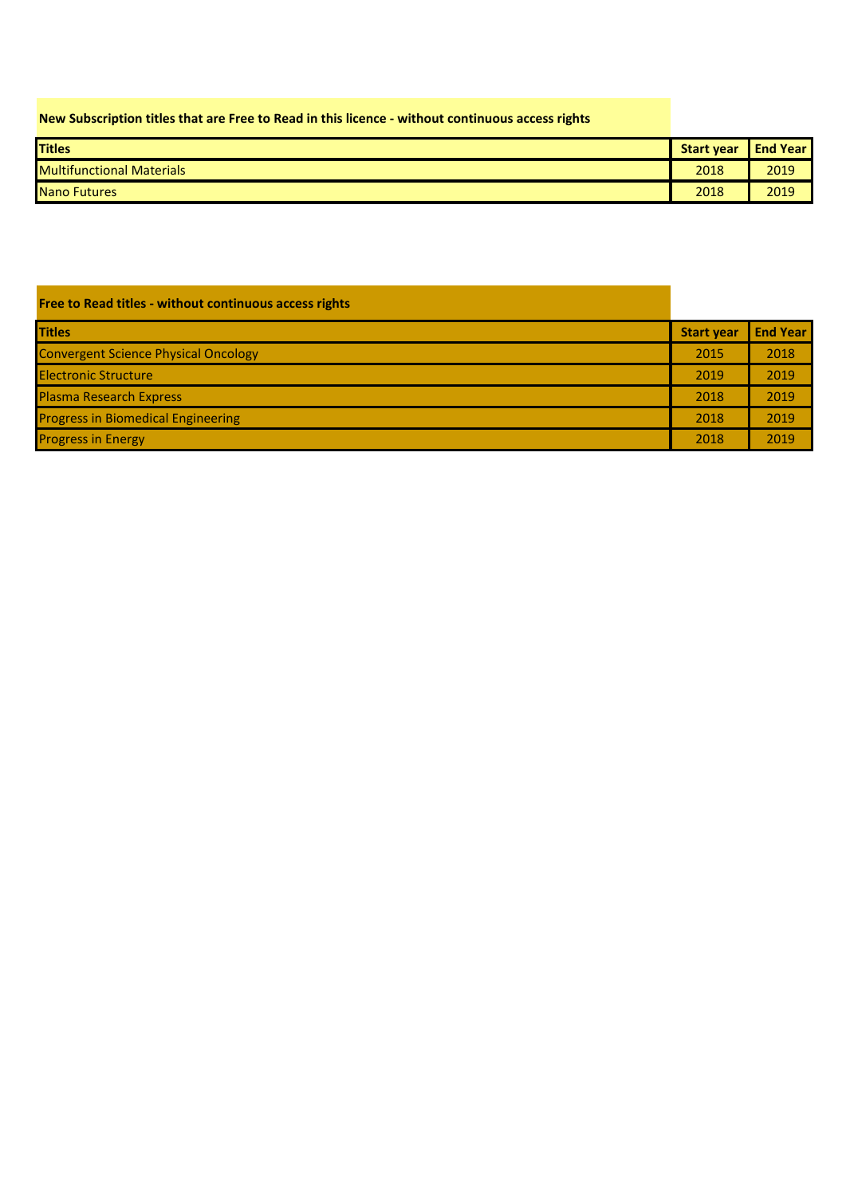**New Subscription titles that are Free to Read in this licence - without continuous access rights**

| Titles | Start year | End Year |
|---|---|---|
| Multifunctional Materials | 2018 | 2019 |
| Nano Futures | 2018 | 2019 |

**Free to Read titles - without continuous access rights**

| Titles | Start year | End Year |
|---|---|---|
| Convergent Science Physical Oncology | 2015 | 2018 |
| Electronic Structure | 2019 | 2019 |
| Plasma Research Express | 2018 | 2019 |
| Progress in Biomedical Engineering | 2018 | 2019 |
| Progress in Energy | 2018 | 2019 |